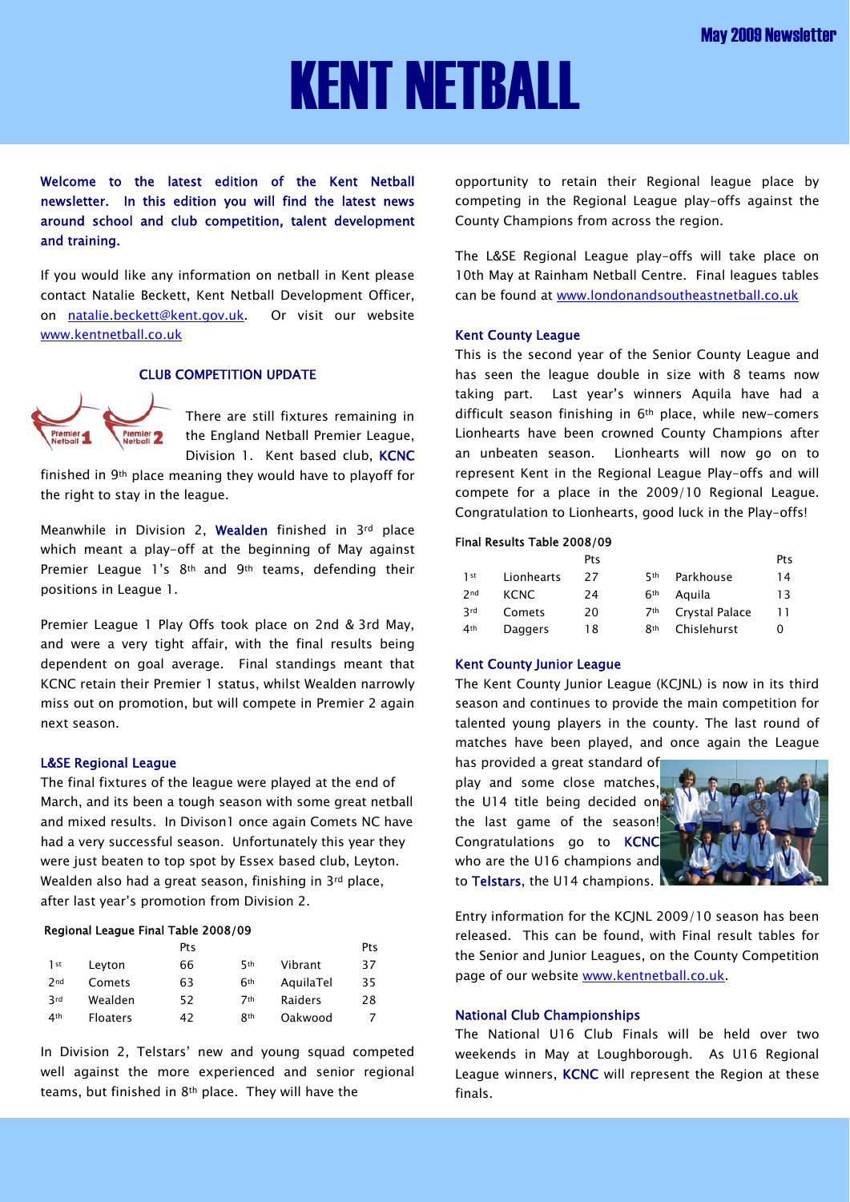May 2009 Newsletter

# KENT NETBALL

**Welcome to the latest edition of the Kent Netball newsletter. In this edition you will find the latest news around school and club competition, talent development and training.**

If you would like any information on netball in Kent please contact Natalie Beckett, Kent Netball Development Officer, on natalie.beckett@kent.gov.uk. Or visit our website www.kentnetball.co.uk

## CLUB COMPETITION UPDATE

There are still fixtures remaining in the England Netball Premier League, Division 1. Kent based club, KCNC finished in 9th place meaning they would have to playoff for the right to stay in the league.

Meanwhile in Division 2, Wealden finished in 3rd place which meant a play-off at the beginning of May against Premier League 1's 8th and 9th teams, defending their positions in League 1.

Premier League 1 Play Offs took place on 2nd & 3rd May, and were a very tight affair, with the final results being dependent on goal average. Final standings meant that KCNC retain their Premier 1 status, whilst Wealden narrowly miss out on promotion, but will compete in Premier 2 again next season.

### L&SE Regional League

The final fixtures of the league were played at the end of March, and its been a tough season with some great netball and mixed results. In Divison1 once again Comets NC have had a very successful season. Unfortunately this year they were just beaten to top spot by Essex based club, Leyton. Wealden also had a great season, finishing in 3rd place, after last year's promotion from Division 2.

**Regional League Final Table 2008/09**

| | | Pts | | | Pts |
|---|---|---|---|---|---|
| 1st | Leyton | 66 | 5th | Vibrant | 37 |
| 2nd | Comets | 63 | 6th | AquilaTel | 35 |
| 3rd | Wealden | 52 | 7th | Raiders | 28 |
| 4th | Floaters | 42 | 8th | Oakwood | 7 |

In Division 2, Telstars' new and young squad competed well against the more experienced and senior regional teams, but finished in 8th place. They will have the opportunity to retain their Regional league place by competing in the Regional League play-offs against the County Champions from across the region.

The L&SE Regional League play-offs will take place on 10th May at Rainham Netball Centre. Final leagues tables can be found at www.londonandsoutheastnetball.co.uk

### Kent County League

This is the second year of the Senior County League and has seen the league double in size with 8 teams now taking part. Last year's winners Aquila have had a difficult season finishing in 6th place, while new-comers Lionhearts have been crowned County Champions after an unbeaten season. Lionhearts will now go on to represent Kent in the Regional League Play-offs and will compete for a place in the 2009/10 Regional League. Congratulation to Lionhearts, good luck in the Play-offs!

**Final Results Table 2008/09**

| | | Pts | | | Pts |
|---|---|---|---|---|---|
| 1st | Lionhearts | 27 | 5th | Parkhouse | 14 |
| 2nd | KCNC | 24 | 6th | Aquila | 13 |
| 3rd | Comets | 20 | 7th | Crystal Palace | 11 |
| 4th | Daggers | 18 | 8th | Chislehurst | 0 |

### Kent County Junior League

The Kent County Junior League (KCJNL) is now in its third season and continues to provide the main competition for talented young players in the county. The last round of matches have been played, and once again the League has provided a great standard of play and some close matches, the U14 title being decided on the last game of the season! Congratulations go to KCNC who are the U16 champions and to Telstars, the U14 champions.

Entry information for the KCJNL 2009/10 season has been released. This can be found, with Final result tables for the Senior and Junior Leagues, on the County Competition page of our website www.kentnetball.co.uk.

### National Club Championships

The National U16 Club Finals will be held over two weekends in May at Loughborough. As U16 Regional League winners, KCNC will represent the Region at these finals.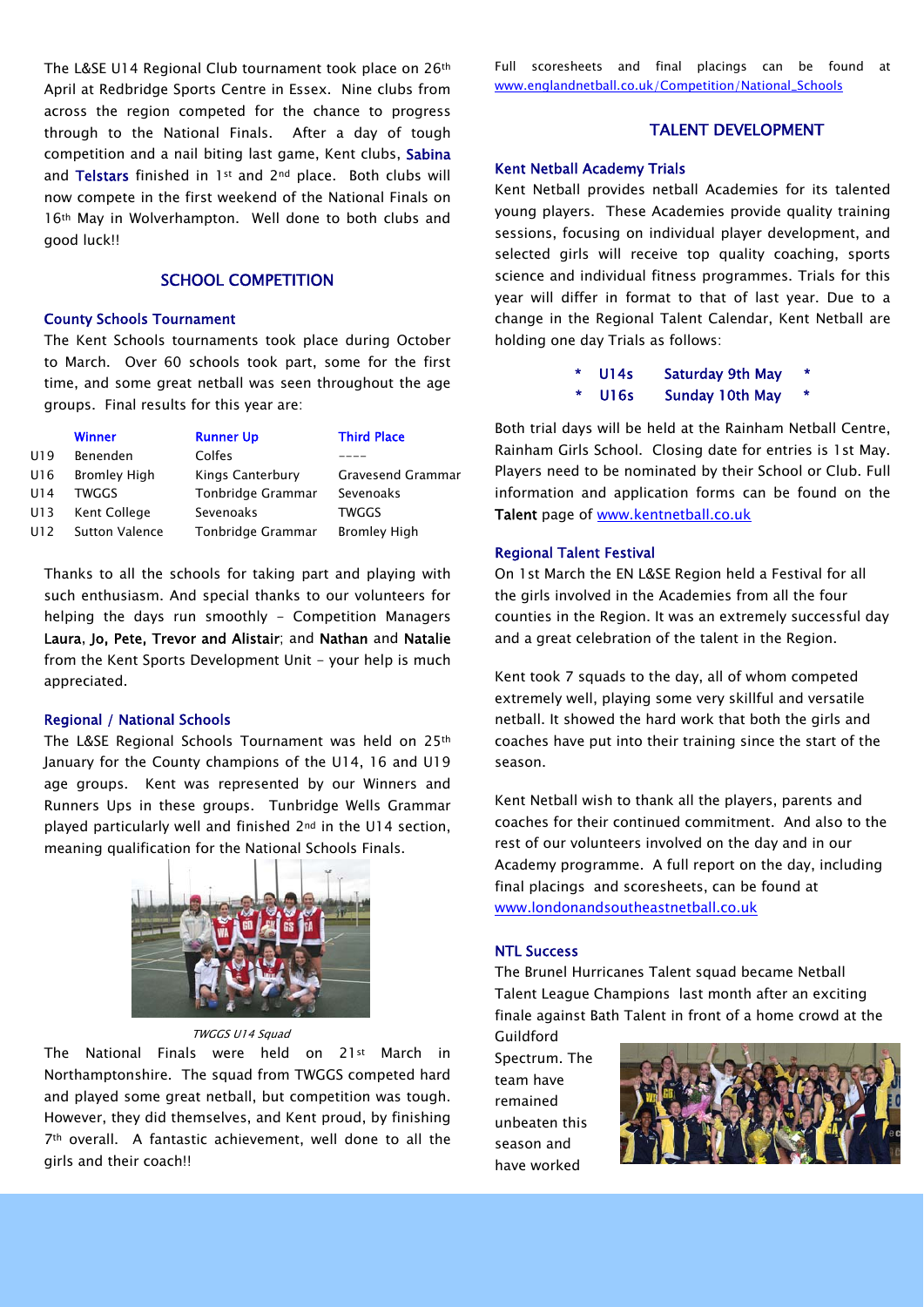The L&SE U14 Regional Club tournament took place on 26th April at Redbridge Sports Centre in Essex. Nine clubs from across the region competed for the chance to progress through to the National Finals. After a day of tough competition and a nail biting last game, Kent clubs, **Sabina** and **Telstars** finished in 1st and 2nd place. Both clubs will now compete in the first weekend of the National Finals on 16th May in Wolverhampton. Well done to both clubs and good luck!!

## SCHOOL COMPETITION

### County Schools Tournament

The Kent Schools tournaments took place during October to March. Over 60 schools took part, some for the first time, and some great netball was seen throughout the age groups. Final results for this year are:

| | Winner | Runner Up | Third Place |
|---|---|---|---|
| U19 | Benenden | Colfes | ---- |
| U16 | Bromley High | Kings Canterbury | Gravesend Grammar |
| U14 | TWGGS | Tonbridge Grammar | Sevenoaks |
| U13 | Kent College | Sevenoaks | TWGGS |
| U12 | Sutton Valence | Tonbridge Grammar | Bromley High |

Thanks to all the schools for taking part and playing with such enthusiasm. And special thanks to our volunteers for helping the days run smoothly - Competition Managers **Laura**, **Jo**, **Pete**, **Trevor and Alistair**; and **Nathan** and **Natalie** from the Kent Sports Development Unit - your help is much appreciated.

### Regional / National Schools

The L&SE Regional Schools Tournament was held on 25th January for the County champions of the U14, 16 and U19 age groups. Kent was represented by our Winners and Runners Ups in these groups. Tunbridge Wells Grammar played particularly well and finished 2nd in the U14 section, meaning qualification for the National Schools Finals.

*TWGGS U14 Squad*

The National Finals were held on 21st March in Northamptonshire. The squad from TWGGS competed hard and played some great netball, but competition was tough. However, they did themselves, and Kent proud, by finishing 7th overall. A fantastic achievement, well done to all the girls and their coach!!

Full scoresheets and final placings can be found at www.englandnetball.co.uk/Competition/National_Schools

## TALENT DEVELOPMENT

### Kent Netball Academy Trials

Kent Netball provides netball Academies for its talented young players. These Academies provide quality training sessions, focusing on individual player development, and selected girls will receive top quality coaching, sports science and individual fitness programmes. Trials for this year will differ in format to that of last year. Due to a change in the Regional Talent Calendar, Kent Netball are holding one day Trials as follows:

* U14s Saturday 9th May *
* U16s Sunday 10th May *

Both trial days will be held at the Rainham Netball Centre, Rainham Girls School. Closing date for entries is 1st May. Players need to be nominated by their School or Club. Full information and application forms can be found on the **Talent** page of www.kentnetball.co.uk

### Regional Talent Festival

On 1st March the EN L&SE Region held a Festival for all the girls involved in the Academies from all the four counties in the Region. It was an extremely successful day and a great celebration of the talent in the Region.

Kent took 7 squads to the day, all of whom competed extremely well, playing some very skillful and versatile netball. It showed the hard work that both the girls and coaches have put into their training since the start of the season.

Kent Netball wish to thank all the players, parents and coaches for their continued commitment. And also to the rest of our volunteers involved on the day and in our Academy programme. A full report on the day, including final placings and scoresheets, can be found at www.londonandsoutheastnetball.co.uk

### NTL Success

The Brunel Hurricanes Talent squad became Netball Talent League Champions last month after an exciting finale against Bath Talent in front of a home crowd at the Guildford Spectrum. The team have remained unbeaten this season and have worked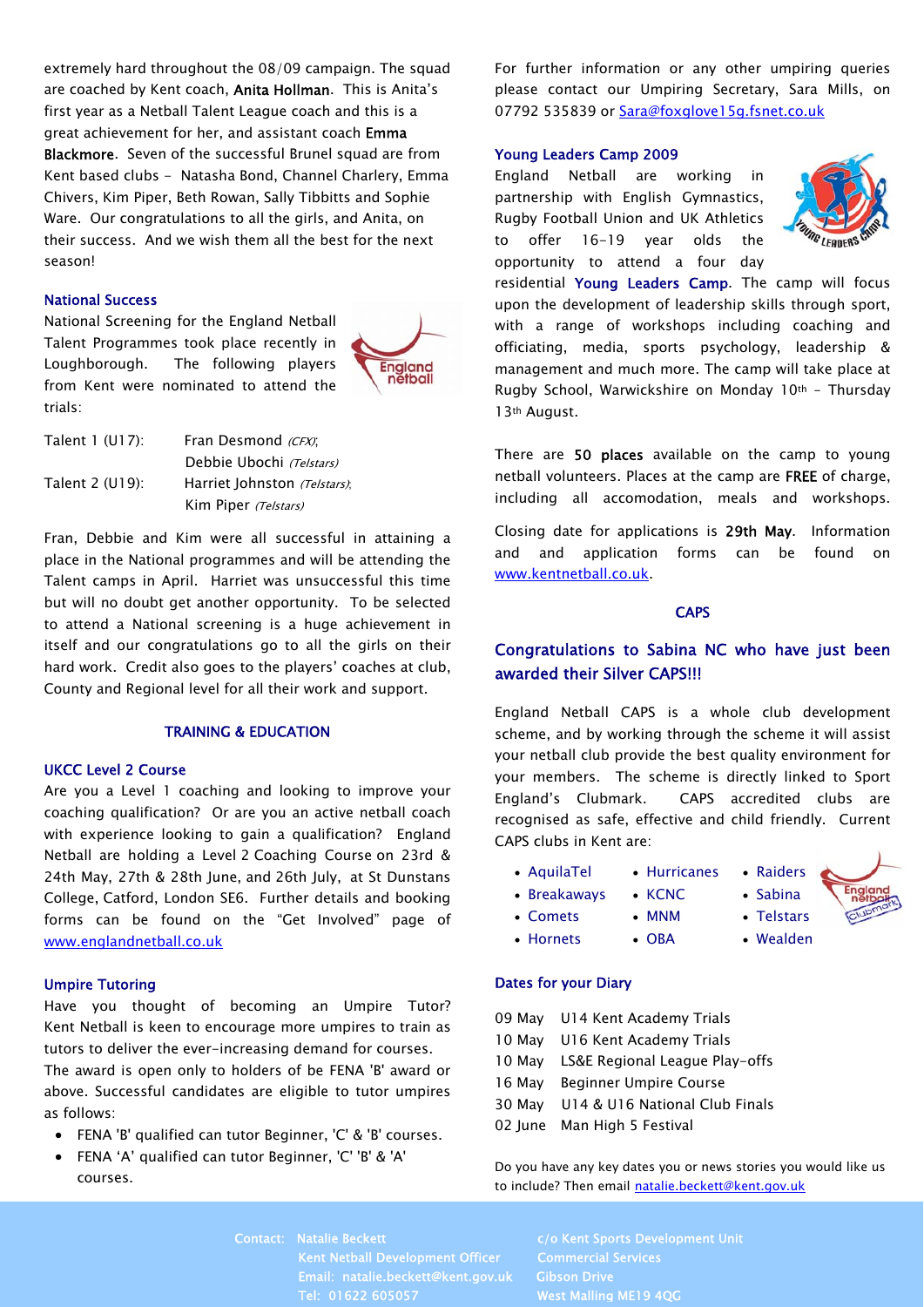extremely hard throughout the 08/09 campaign. The squad are coached by Kent coach, **Anita Hollman**. This is Anita's first year as a Netball Talent League coach and this is a great achievement for her, and assistant coach **Emma Blackmore**. Seven of the successful Brunel squad are from Kent based clubs - Natasha Bond, Channel Charlery, Emma Chivers, Kim Piper, Beth Rowan, Sally Tibbitts and Sophie Ware. Our congratulations to all the girls, and Anita, on their success. And we wish them all the best for the next season!

### National Success

National Screening for the England Netball Talent Programmes took place recently in Loughborough. The following players from Kent were nominated to attend the trials:

| | |
|---|---|
| Talent 1 (U17): | Fran Desmond *(CFX)*; |
| | Debbie Ubochi *(Telstars)* |
| Talent 2 (U19): | Harriet Johnston *(Telstars)*; |
| | Kim Piper *(Telstars)* |

Fran, Debbie and Kim were all successful in attaining a place in the National programmes and will be attending the Talent camps in April. Harriet was unsuccessful this time but will no doubt get another opportunity. To be selected to attend a National screening is a huge achievement in itself and our congratulations go to all the girls on their hard work. Credit also goes to the players' coaches at club, County and Regional level for all their work and support.

## TRAINING & EDUCATION

### UKCC Level 2 Course

Are you a Level 1 coaching and looking to improve your coaching qualification? Or are you an active netball coach with experience looking to gain a qualification? England Netball are holding a Level 2 Coaching Course on 23rd & 24th May, 27th & 28th June, and 26th July, at St Dunstans College, Catford, London SE6. Further details and booking forms can be found on the "Get Involved" page of www.englandnetball.co.uk

### Umpire Tutoring

Have you thought of becoming an Umpire Tutor? Kent Netball is keen to encourage more umpires to train as tutors to deliver the ever-increasing demand for courses. The award is open only to holders of be FENA 'B' award or above. Successful candidates are eligible to tutor umpires as follows:

- FENA 'B' qualified can tutor Beginner, 'C' & 'B' courses.
- FENA 'A' qualified can tutor Beginner, 'C' 'B' & 'A' courses.

For further information or any other umpiring queries please contact our Umpiring Secretary, Sara Mills, on 07792 535839 or Sara@foxglove15g.fsnet.co.uk

### Young Leaders Camp 2009

England Netball are working in partnership with English Gymnastics, Rugby Football Union and UK Athletics to offer 16-19 year olds the opportunity to attend a four day residential **Young Leaders Camp**. The camp will focus upon the development of leadership skills through sport, with a range of workshops including coaching and officiating, media, sports psychology, leadership & management and much more. The camp will take place at Rugby School, Warwickshire on Monday 10th - Thursday 13th August.

There are **50 places** available on the camp to young netball volunteers. Places at the camp are **FREE** of charge, including all accomodation, meals and workshops.

Closing date for applications is **29th May**. Information and and application forms can be found on www.kentnetball.co.uk.

## CAPS

### Congratulations to Sabina NC who have just been awarded their Silver CAPS!!!

England Netball CAPS is a whole club development scheme, and by working through the scheme it will assist your netball club provide the best quality environment for your members. The scheme is directly linked to Sport England's Clubmark. CAPS accredited clubs are recognised as safe, effective and child friendly. Current CAPS clubs in Kent are:

- AquilaTel
- Breakaways
- Comets
- Hornets
- Hurricanes
- KCNC
- MNM
- OBA
- Raiders
- Sabina
- Telstars
- Wealden

### Dates for your Diary

| | |
|---|---|
| 09 May | U14 Kent Academy Trials |
| 10 May | U16 Kent Academy Trials |
| 10 May | LS&E Regional League Play-offs |
| 16 May | Beginner Umpire Course |
| 30 May | U14 & U16 National Club Finals |
| 02 June | Man High 5 Festival |

Do you have any key dates you or news stories you would like us to include? Then email natalie.beckett@kent.gov.uk

Contact: Natalie Beckett
Kent Netball Development Officer
Email: natalie.beckett@kent.gov.uk
Tel: 01622 605057

c/o Kent Sports Development Unit
Commercial Services
Gibson Drive
West Malling ME19 4QG